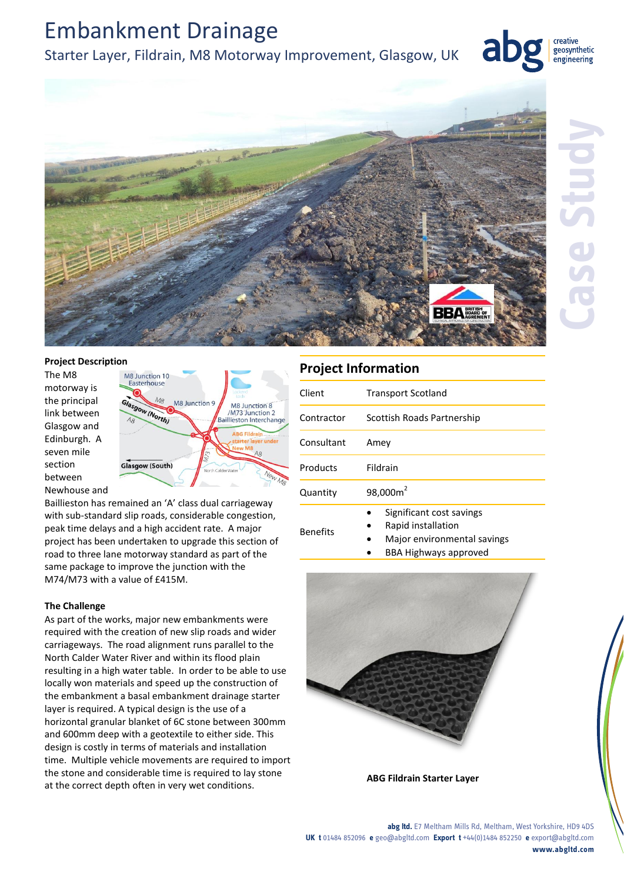# Embankment Drainage

## Starter Layer, Fildrain, M8 Motorway Improvement, Glasgow, UK

### Project Description

The M8 motorway is the principal link between Glasgow and Edinburgh. A seven mile section between Newhouse and Baillieston has remained an 'A' class dual carriageway with sub-standard slip roads, considerable congestion, peak time delays and a high accident rate. A major project has been undertaken to upgrade this section of road to three lane motorway standard as part of the same package to improve the junction with the M74/M73 with a value of £415M.

### The Challenge

As part of the works, major new embankments were required with the creation of new slip roads and wider carriageways. The road alignment runs parallel to the North Calder Water River and within its flood plain resulting in a high water table. In order to be able to use locally won materials and speed up the construction of the embankment a basal embankment drainage starter layer is required. A typical design is the use of a horizontal granular blanket of 6C stone between 300mm and 600mm deep with a geotextile to either side. This design is costly in terms of materials and installation time. Multiple vehicle movements are required to import the stone and considerable time is required to lay stone at the correct depth often in very wet conditions.

## Project Information

| | |
|---|---|
| Client | Transport Scotland |
| Contractor | Scottish Roads Partnership |
| Consultant | Amey |
| Products | Fildrain |
| Quantity | 98,000m$^2$ |
| Benefits | • Significant cost savings<br>• Rapid installation<br>• Major environmental savings<br>• BBA Highways approved |

ABG Fildrain Starter Layer

**abg ltd.** E7 Meltham Mills Rd, Meltham, West Yorkshire, HD9 4DS
**UK t** 01484 852096 **e** geo@abgltd.com **Export t** +44(0)1484 852250 **e** export@abgltd.com
**www.abgltd.com**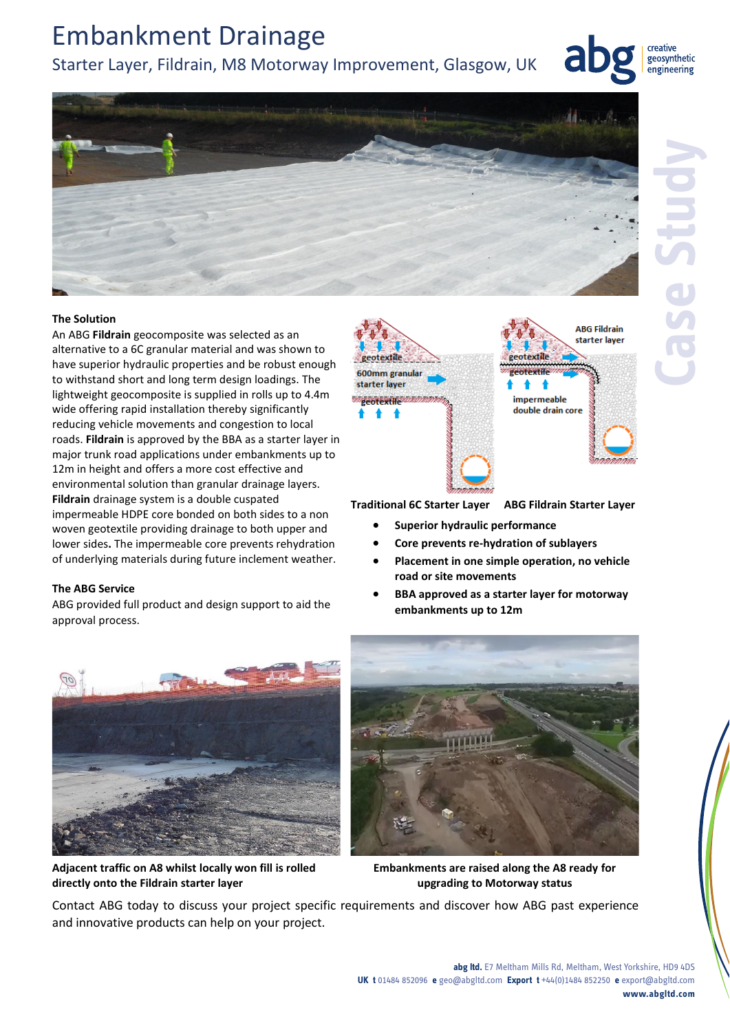# Embankment Drainage

## Starter Layer, Fildrain, M8 Motorway Improvement, Glasgow, UK

### The Solution

An ABG **Fildrain** geocomposite was selected as an alternative to a 6C granular material and was shown to have superior hydraulic properties and be robust enough to withstand short and long term design loadings. The lightweight geocomposite is supplied in rolls up to 4.4m wide offering rapid installation thereby significantly reducing vehicle movements and congestion to local roads. **Fildrain** is approved by the BBA as a starter layer in major trunk road applications under embankments up to 12m in height and offers a more cost effective and environmental solution than granular drainage layers. **Fildrain** drainage system is a double cuspated impermeable HDPE core bonded on both sides to a non woven geotextile providing drainage to both upper and lower sides**.** The impermeable core prevents rehydration of underlying materials during future inclement weather.

### The ABG Service

ABG provided full product and design support to aid the approval process.

geotextile

600mm granular starter layer

geotextile

geotextile

geotextile

ABG Fildrain starter layer

impermeable double drain core

**Traditional 6C Starter Layer** **ABG Fildrain Starter Layer**

- **Superior hydraulic performance**
- **Core prevents re-hydration of sublayers**
- **Placement in one simple operation, no vehicle road or site movements**
- **BBA approved as a starter layer for motorway embankments up to 12m**

**Adjacent traffic on A8 whilst locally won fill is rolled directly onto the Fildrain starter layer**

**Embankments are raised along the A8 ready for upgrading to Motorway status**

Contact ABG today to discuss your project specific requirements and discover how ABG past experience and innovative products can help on your project.

**abg ltd.** E7 Meltham Mills Rd, Meltham, West Yorkshire, HD9 4DS
**UK t** 01484 852096 **e** geo@abgltd.com **Export t** +44(0)1484 852250 **e** export@abgltd.com
**www.abgltd.com**